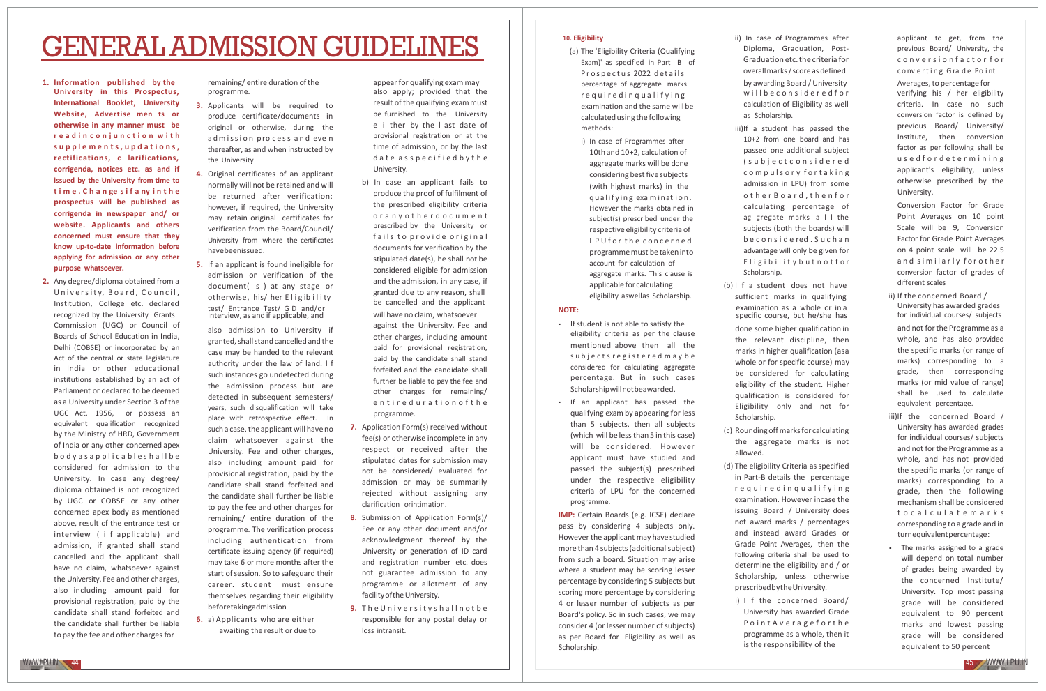# GENERAL ADMISSION GUIDELINES

1. **Information published by the University in this Prospectus, International Booklet, University Website, Advertisements or otherwise in any manner must be read in conjunction with supplements, updations, rectifications, clarifications, corrigenda, notices etc. as and if issued by the University from time to time. Changes if any in the prospectus will be published as corrigenda in newspaper and/ or website. Applicants and others concerned must ensure that they know up-to-date information before applying for admission or any other purpose whatsoever.**

2. Any degree/diploma obtained from a University, Board, Council, Institution, College etc. declared recognized by the University Grants Commission (UGC) or Council of Boards of School Education in India, Delhi (COBSE) or incorporated by an Act of the central or state legislature in India or other educational institutions established by an act of Parliament or declared to be deemed as a University under Section 3 of the UGC Act, 1956, or possess an equivalent qualification recognized by the Ministry of HRD, Government of India or any other concerned apex body as applicable shall be considered for admission to the University. In case any degree/ diploma obtained is not recognized by UGC or COBSE or any other concerned apex body as mentioned above, result of the entrance test or interview (if applicable) and admission, if granted shall stand cancelled and the applicant shall have no claim, whatsoever against the University. Fee and other charges, also including amount paid for provisional registration, paid by the candidate shall stand forfeited and the candidate shall further be liable to pay the fee and other charges for remaining/ entire duration of the programme.

3. Applicants will be required to produce certificate/documents in original or otherwise, during the admission process and even thereafter, as and when instructed by the University

4. Original certificates of an applicant normally will not be retained and will be returned after verification; however, if required, the University may retain original certificates for verification from the Board/Council/ University from where the certificates have been issued.

5. If an applicant is found ineligible for admission on verification of the document( s ) at any stage or otherwise, his/ her Eligibility test/ Entrance Test/ G D and/or Interview, as and if applicable, and also admission to University if granted, shall stand cancelled and the case may be handed to the relevant authority under the law of land. If such instances go undetected during the admission process but are detected in subsequent semesters/ years, such disqualification will take place with retrospective effect. In such a case, the applicant will have no claim whatsoever against the University. Fee and other charges, also including amount paid for provisional registration, paid by the candidate shall stand forfeited and the candidate shall further be liable to pay the fee and other charges for remaining/ entire duration of the programme. The verification process including authentication from certificate issuing agency (if required) may take 6 or more months after the start of session. So to safeguard their career. student must ensure themselves regarding their eligibility before taking admission

6. a) Applicants who are either awaiting the result or due to appear for qualifying exam may also apply; provided that the result of the qualifying exam must be furnished to the University either by the last date of provisional registration or at the time of admission, or by the last date as specified by the University.

   b) In case an applicant fails to produce the proof of fulfilment of the prescribed eligibility criteria or any other document prescribed by the University or fails to provide original documents for verification by the stipulated date(s), he shall not be considered eligible for admission and the admission, in any case, if granted due to any reason, shall be cancelled and the applicant will have no claim, whatsoever against the University. Fee and other charges, including amount paid for provisional registration, paid by the candidate shall stand forfeited and the candidate shall further be liable to pay the fee and other charges for remaining/ entire duration of the programme.

7. Application Form(s) received without fee(s) or otherwise incomplete in any respect or received after the stipulated dates for submission may not be considered/ evaluated for admission or may be summarily rejected without assigning any clarification or intimation.

8. Submission of Application Form(s)/ Fee or any other document and/or acknowledgement thereof by the University or generation of ID card and registration number etc. does not guarantee admission to any programme or allotment of any facility of the University.

9. The University shall not be responsible for any postal delay or loss in transit.

10. **Eligibility**

   (a) The 'Eligibility Criteria (Qualifying Exam)' as specified in Part B of Prospectus 2022 details percentage of aggregate marks required in qualifying examination and the same will be calculated using the following methods:

   i) In case of Programmes after 10th and 10+2, calculation of aggregate marks will be done considering best five subjects (with highest marks) in the qualifying examination. However the marks obtained in subject(s) prescribed under the respective eligibility criteria of LPU for the concerned programme must be taken into account for calculation of aggregate marks. This clause is applicable for calculating eligibility as well as Scholarship.

   ii) In case of Programmes after Diploma, Graduation, Post-Graduation etc. the criteria for overall marks / score as defined by awarding Board / University will be considered for calculation of Eligibility as well as Scholarship.

   iii) If a student has passed the 10+2 from one board and has passed one additional subject (subject considered compulsory for taking admission in LPU) from some other Board, then for calculating percentage of aggregate marks all the subjects (both the boards) will be considered. Such an advantage will only be given for Eligibility but not for Scholarship.

**NOTE:**

- If student is not able to satisfy the eligibility criteria as per the clause mentioned above then all the subjects registered may be considered for calculating aggregate percentage. But in such cases Scholarship will not be awarded.
- If an applicant has passed the qualifying exam by appearing for less than 5 subjects, then all subjects (which will be less than 5 in this case) will be considered. However applicant must have studied and passed the subject(s) prescribed under the respective eligibility criteria of LPU for the concerned programme.

**IMP:** Certain Boards (e.g. ICSE) declare pass by considering 4 subjects only. However the applicant may have studied more than 4 subjects (additional subject) from such a board. Situation may arise where a student may be scoring lesser percentage by considering 5 subjects but scoring more percentage by considering 4 or lesser number of subjects as per Board's policy. So in such cases, we may consider 4 (or lesser number of subjects) as per Board for Eligibility as well as Scholarship.

   (b) If a student does not have sufficient marks in qualifying examination as a whole or in a specific course, but he/she has done some higher qualification in the relevant discipline, then marks in higher qualification (as a whole or for specific course) may be considered for calculating eligibility of the student. Higher qualification is considered for Eligibility only and not for Scholarship.

   (c) Rounding off marks for calculating the aggregate marks is not allowed.

   (d) The eligibility Criteria as specified in Part-B details the percentage required in qualifying examination. However in case the issuing Board / University does not award marks / percentages and instead award Grades or Grade Point Averages, then the following criteria shall be used to determine the eligibility and / or Scholarship, unless otherwise prescribed by the University.

   i) If the concerned Board/ University has awarded Grade Point Average for the programme as a whole, then it is the responsibility of the applicant to get, from the previous Board/ University, the conversion factor for converting Grade Point Averages, to percentage for verifying his / her eligibility criteria. In case no such conversion factor is defined by previous Board/ University/ Institute, then conversion factor as per following shall be used for determining applicant's eligibility, unless otherwise prescribed by the University.

   Conversion Factor for Grade Point Averages on 10 point Scale will be 9, Conversion Factor for Grade Point Averages on 4 point scale will be 22.5 and similarly for other conversion factor of grades of different scales

   ii) If the concerned Board / University has awarded grades for individual courses/ subjects and not for the Programme as a whole, and has also provided the specific marks (or range of marks) corresponding to a grade, then corresponding marks (or mid value of range) shall be used to calculate equivalent percentage.

   iii) If the concerned Board / University has awarded grades for individual courses/ subjects and not for the Programme as a whole, and has not provided the specific marks (or range of marks) corresponding to a grade, then the following mechanism shall be considered to calculate marks corresponding to a grade and in turn equivalent percentage:

   - The marks assigned to a grade will depend on total number of grades being awarded by the concerned Institute/ University. Top most passing grade will be considered equivalent to 90 percent marks and lowest passing grade will be considered equivalent to 50 percent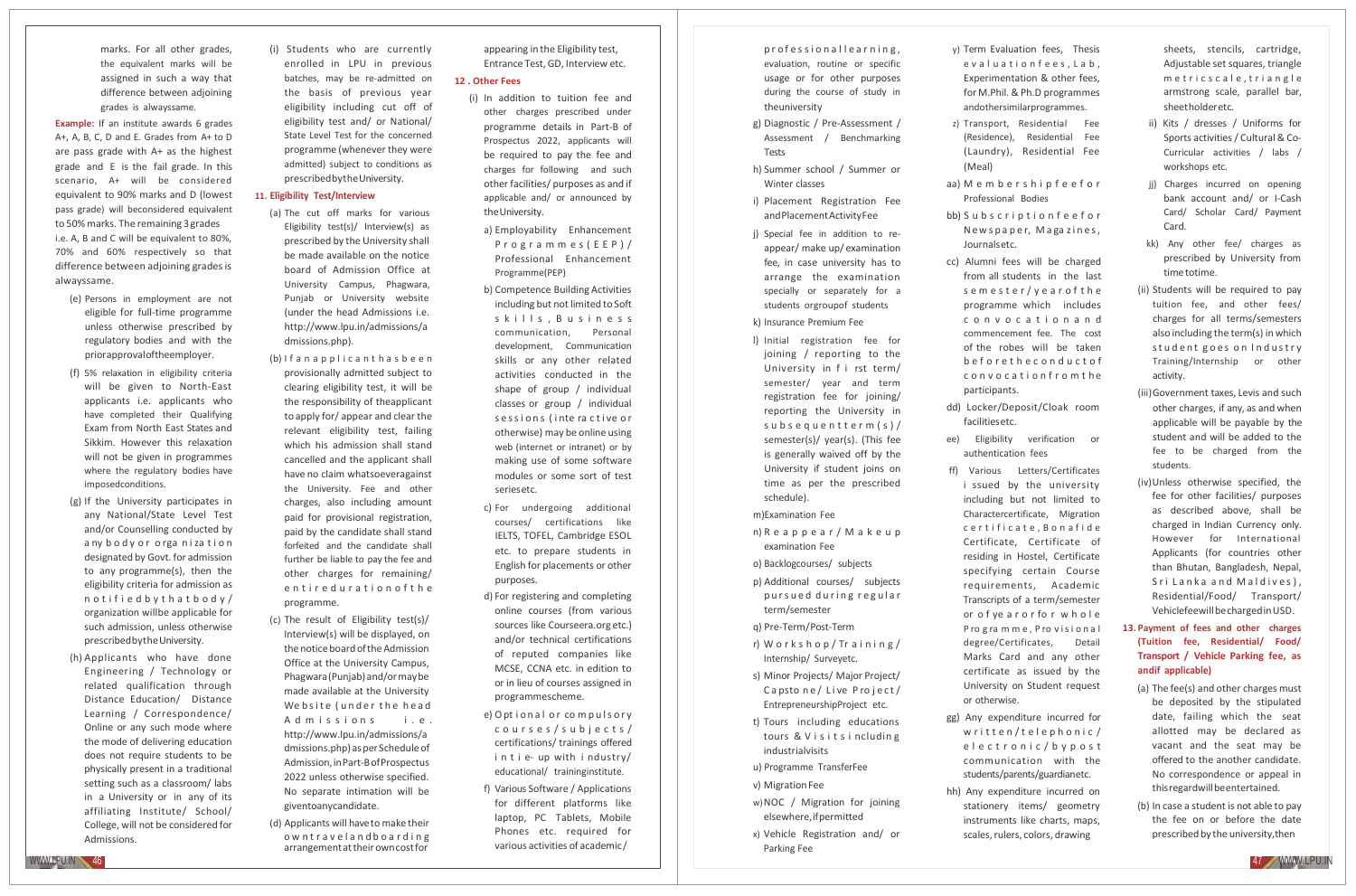marks. For all other grades, the equivalent marks will be assigned in such a way that difference between adjoining grades is always same.

**Example:** If an institute awards 6 grades A+, A, B, C, D and E. Grades from A+ to D are pass grade with A+ as the highest grade and E is the fail grade. In this scenario, A+ will be considered equivalent to 90% marks and D (lowest pass grade) will be considered equivalent to 50% marks. The remaining 3 grades i.e. A, B and C will be equivalent to 80%, 70% and 60% respectively so that difference between adjoining grades is always same.

(e) Persons in employment are not eligible for full-time programme unless otherwise prescribed by regulatory bodies and with the prior approval of the employer.

(f) 5% relaxation in eligibility criteria will be given to North-East applicants i.e. applicants who have completed their Qualifying Exam from North East States and Sikkim. However this relaxation will not be given in programmes where the regulatory bodies have imposed conditions.

(g) If the University participates in any National/State Level Test and/or Counselling conducted by any body or organization designated by Govt. for admission to any programme(s), then the eligibility criteria for admission as notified by that body/organization will be applicable for such admission, unless otherwise prescribed by the University.

(h) Applicants who have done Engineering / Technology or related qualification through Distance Education/ Distance Learning / Correspondence/ Online or any such mode where the mode of delivering education does not require students to be physically present in a traditional setting such as a classroom/ labs in a University or in any of its affiliating Institute/ School/ College, will not be considered for Admissions.

(i) Students who are currently enrolled in LPU in previous batches, may be re-admitted on the basis of previous year eligibility including cut off of eligibility test and/ or National/ State Level Test for the concerned programme (whenever they were admitted) subject to conditions as prescribed by the University.

## 11. Eligibility Test/Interview

(a) The cut off marks for various Eligibility test(s)/ Interview(s) as prescribed by the University shall be made available on the notice board of Admission Office at University Campus, Phagwara, Punjab or University website (under the head Admissions i.e. http://www.lpu.in/admissions/admissions.php).

(b) If an applicant has been provisionally admitted subject to clearing eligibility test, it will be the responsibility of the applicant to apply for/ appear and clear the relevant eligibility test, failing which his admission shall stand cancelled and the applicant shall have no claim whatsoever against the University. Fee and other charges, also including amount paid for provisional registration, paid by the candidate shall stand forfeited and the candidate shall further be liable to pay the fee and other charges for remaining/ entire duration of the programme.

(c) The result of Eligibility test(s)/ Interview(s) will be displayed, on the notice board of the Admission Office at the University Campus, Phagwara (Punjab) and/or may be made available at the University Website (under the head Admissions i.e. http://www.lpu.in/admissions/admissions.php) as per Schedule of Admission, in Part-B of Prospectus 2022 unless otherwise specified. No separate intimation will be given to any candidate.

(d) Applicants will have to make their own travel and boarding arrangement at their own cost for appearing in the Eligibility test, Entrance Test, GD, Interview etc.

## 12. Other Fees

(i) In addition to tuition fee and other charges prescribed under programme details in Part-B of Prospectus 2022, applicants will be required to pay the fee and charges for following and such other facilities/ purposes as and if applicable and/ or announced by the University.

a) Employability Enhancement Programmes (EEP)/ Professional Enhancement Programme (PEP)

b) Competence Building Activities including but not limited to Soft skills, Business communication, Personal development, Communication skills or any other related activities conducted in the shape of group / individual classes or group / individual sessions (interactive or otherwise) may be online using web (internet or intranet) or by making use of some software modules or some sort of test series etc.

c) For undergoing additional courses/ certifications like IELTS, TOFEL, Cambridge ESOL etc. to prepare students in English for placements or other purposes.

d) For registering and completing online courses (from various sources like Courseera.org etc.) and/or technical certifications of reputed companies like MCSE, CCNA etc. in edition to or in lieu of courses assigned in programme scheme.

e) Optional or compulsory courses/subjects/ certifications/ trainings offered in tie- up with industry/ educational/ training institute.

f) Various Software / Applications for different platforms like laptop, PC Tablets, Mobile Phones etc. required for various activities of academic/ professional learning, evaluation, routine or specific usage or for other purposes during the course of study in the university

g) Diagnostic / Pre-Assessment / Assessment / Benchmarking Tests

h) Summer school / Summer or Winter classes

i) Placement Registration Fee and Placement Activity Fee

j) Special fee in addition to re-appear/ make up/ examination fee, in case university has to arrange the examination specially or separately for a students or group of students

k) Insurance Premium Fee

l) Initial registration fee for joining / reporting to the University in first term/ semester/ year and term registration fee for joining/ reporting the University in subsequent term(s)/ semester(s)/ year(s). (This fee is generally waived off by the University if student joins on time as per the prescribed schedule).

m) Examination Fee

n) Reappear/Makeup examination Fee

o) Backlog courses/ subjects

p) Additional courses/ subjects pursued during regular term/semester

q) Pre-Term/Post-Term

r) Workshop/Training/ Internship/ Survey etc.

s) Minor Projects/ Major Project/ Capstone/ Live Project/ Entrepreneurship Project etc.

t) Tours including educations tours & Visits including industrial visits

u) Programme Transfer Fee

v) Migration Fee

w) NOC / Migration for joining elsewhere, if permitted

x) Vehicle Registration and/ or Parking Fee

y) Term Evaluation fees, Thesis evaluation fees, Lab, Experimentation & other fees, for M.Phil. & Ph.D programmes and other similar programmes.

z) Transport, Residential Fee (Residence), Residential Fee (Laundry), Residential Fee (Meal)

aa) Membership fee for Professional Bodies

bb) Subscription fee for Newspaper, Magazines, Journals etc.

cc) Alumni fees will be charged from all students in the last semester/year of the programme which includes convocation and commencement fee. The cost of the robes will be taken before the conduct of convocation from the participants.

dd) Locker/Deposit/Cloak room facilities etc.

ee) Eligibility verification or authentication fees

ff) Various Letters/Certificates issued by the university including but not limited to Character certificate, Migration certificate, Bonafide Certificate, Certificate of residing in Hostel, Certificate specifying certain Course requirements, Academic Transcripts of a term/semester or of year or for whole Programme, Provisional degree/Certificates, Detail Marks Card and any other certificate as issued by the University on Student request or otherwise.

gg) Any expenditure incurred for written/telephonic/ electronic/by post communication with the students/parents/guardian etc.

hh) Any expenditure incurred on stationery items/ geometry instruments like charts, maps, scales, rulers, colors, drawing sheets, stencils, cartridge, Adjustable set squares, triangle metric scale, triangle armstrong scale, parallel bar, sheet holder etc.

ii) Kits / dresses / Uniforms for Sports activities / Cultural & Co-Curricular activities / labs / workshops etc.

jj) Charges incurred on opening bank account and/ or I-Cash Card/ Scholar Card/ Payment Card.

kk) Any other fee/ charges as prescribed by University from time to time.

(ii) Students will be required to pay tuition fee, and other fees/ charges for all terms/semesters also including the term(s) in which student goes on Industry Training/Internship or other activity.

(iii) Government taxes, Levis and such other charges, if any, as and when applicable will be payable by the student and will be added to the fee to be charged from the students.

(iv) Unless otherwise specified, the fee for other facilities/ purposes as described above, shall be charged in Indian Currency only. However for International Applicants (for countries other than Bhutan, Bangladesh, Nepal, Sri Lanka and Maldives), Residential/Food/ Transport/ Vehicle fee will be charged in USD.

## 13. Payment of fees and other charges (Tuition fee, Residential/ Food/ Transport / Vehicle Parking fee, as and if applicable)

(a) The fee(s) and other charges must be deposited by the stipulated date, failing which the seat allotted may be declared as vacant and the seat may be offered to the another candidate. No correspondence or appeal in this regard will be entertained.

(b) In case a student is not able to pay the fee on or before the date prescribed by the university, then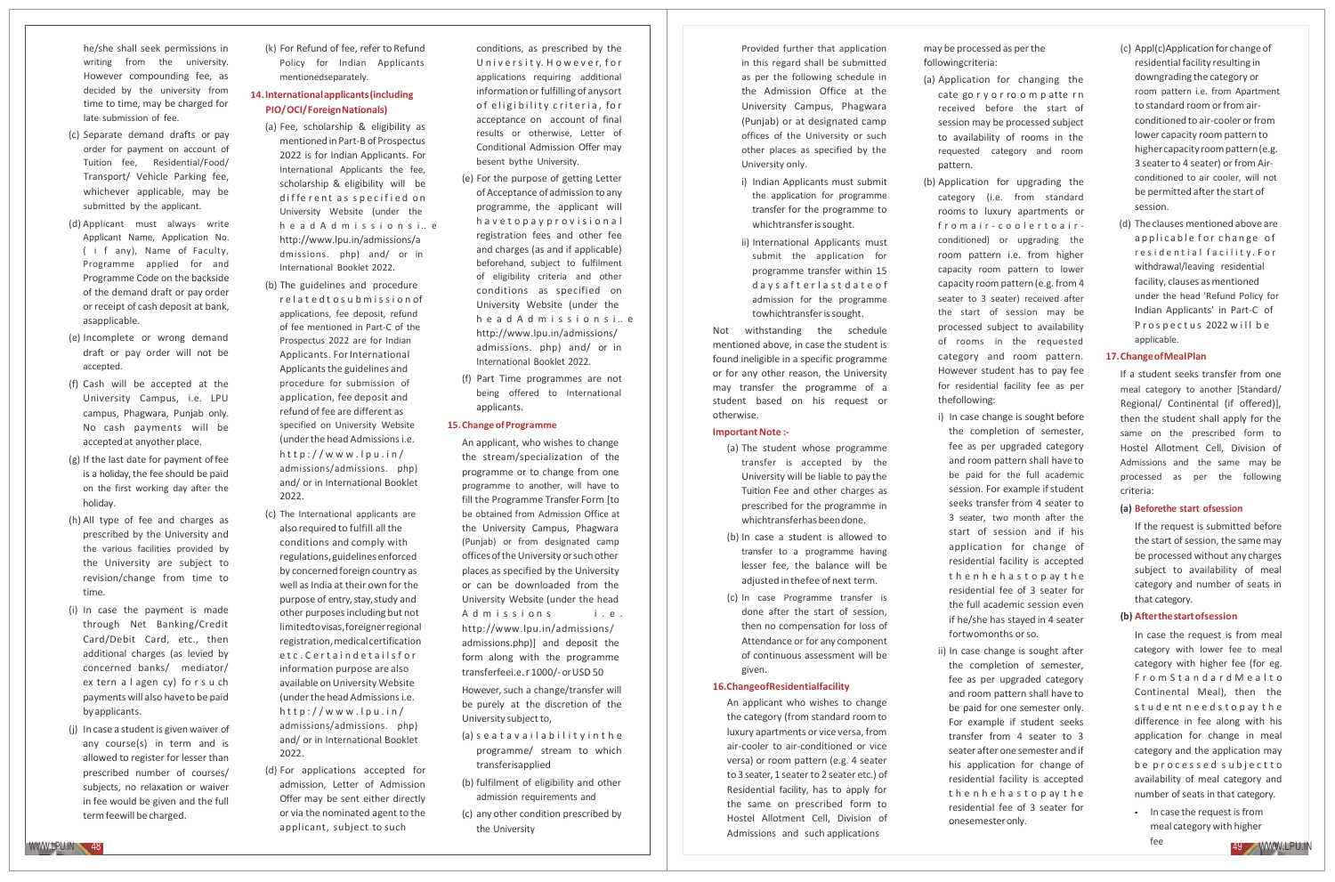he/she shall seek permissions in writing from the university. However compounding fee, as decided by the university from time to time, may be charged for late submission of fee.

(c) Separate demand drafts or pay order for payment on account of Tuition fee, Residential/Food/ Transport/ Vehicle Parking fee, whichever applicable, may be submitted by the applicant.

(d) Applicant must always write Applicant Name, Application No. (if any), Name of Faculty, Programme applied for and Programme Code on the backside of the demand draft or pay order or receipt of cash deposit at bank, asapplicable.

(e) Incomplete or wrong demand draft or pay order will not be accepted.

(f) Cash will be accepted at the University Campus, i.e. LPU campus, Phagwara, Punjab only. No cash payments will be accepted at anyother place.

(g) If the last date for payment of fee is a holiday, the fee should be paid on the first working day after the holiday.

(h) All type of fee and charges as prescribed by the University and the various facilities provided by the University are subject to revision/change from time to time.

(i) In case the payment is made through Net Banking/Credit Card/Debit Card, etc., then additional charges (as levied by concerned banks/ mediator/ extern a l agen cy) for such payments will also have to be paid by applicants.

(j) In case a student is given waiver of any course(s) in term and is allowed to register for lesser than prescribed number of courses/ subjects, no relaxation or waiver in fee would be given and the full term feewill be charged.

(k) For Refund of fee, refer to Refund Policy for Indian Applicants mentionedseparately.

## 14. International applicants (including PIO/OCI/Foreign Nationals)

(a) Fee, scholarship & eligibility as mentioned in Part-B of Prospectus 2022 is for Indian Applicants. For International Applicants the fee, scholarship & eligibility will be different as specified on University Website (under the head Admissions i.e http://www.lpu.in/admissions/admissions. php) and/ or in International Booklet 2022.

(b) The guidelines and procedure related to submission of applications, fee deposit, refund of fee mentioned in Part-C of the Prospectus 2022 are for Indian Applicants. For International Applicants the guidelines and procedure for submission of application, fee deposit and refund of fee are different as specified on University Website (under the head Admissions i.e. http://www.lpu.in/admissions/admissions. php) and/ or in International Booklet 2022.

(c) The International applicants are also required to fulfill all the conditions and comply with regulations, guidelines enforced by concerned foreign country as well as India at their own for the purpose of entry, stay, study and other purposes including but not limitedtovisas, foreigner regional registration, medical certification etc. Certain details for information purpose are also available on University Website (under the head Admissions i.e. http://www.lpu.in/admissions/admissions. php) and/ or in International Booklet 2022.

(d) For applications accepted for admission, Letter of Admission Offer may be sent either directly or via the nominated agent to the applicant, subject to such conditions, as prescribed by the University. However, for applications requiring additional information or fulfilling of anysort of eligibility criteria, for acceptance on account of final results or otherwise, Letter of Conditional Admission Offer may besent bythe University.

(e) For the purpose of getting Letter of Acceptance of admission to any programme, the applicant will have to pay provisional registration fees and other fee and charges (as and if applicable) beforehand, subject to fulfilment of eligibility criteria and other conditions as specified on University Website (under the head Admissions i.e http://www.lpu.in/admissions/admissions. php) and/ or in International Booklet 2022.

(f) Part Time programmes are not being offered to International applicants.

## 15. Change of Programme

An applicant, who wishes to change the stream/specialization of the programme or to change from one programme to another, will have to fill the Programme Transfer Form [to be obtained from Admission Office at the University Campus, Phagwara (Punjab) or from designated camp offices of the University or such other places as specified by the University or can be downloaded from the University Website (under the head Admissions i.e. http://www.lpu.in/admissions/admissions.php)] and deposit the form along with the programme transferfeei.e. ₹1000/- or USD 50

However, such a change/transfer will be purely at the discretion of the University subject to,

(a) seat availability in the programme/ stream to which transferisapplied

(b) fulfilment of eligibility and other admission requirements and

(c) any other condition prescribed by the University

Provided further that application in this regard shall be submitted as per the following schedule in the Admission Office at the University Campus, Phagwara (Punjab) or at designated camp offices of the University or such other places as specified by the University only.

i) Indian Applicants must submit the application for programme transfer for the programme to whichtransfer is sought.

ii) International Applicants must submit the application for programme transfer within 15 days after last date of admission for the programme towhichtransfer is sought.

Not withstanding the schedule mentioned above, in case the student is found ineligible in a specific programme or for any other reason, the University may transfer the programme of a student based on his request or otherwise.

**Important Note :-**

(a) The student whose programme transfer is accepted by the University will be liable to pay the Tuition Fee and other charges as prescribed for the programme in whichtransferhas been done.

(b) In case a student is allowed to transfer to a programme having lesser fee, the balance will be adjusted in thefee of next term.

(c) In case Programme transfer is done after the start of session, then no compensation for loss of Attendance or for any component of continuous assessment will be given.

## 16. Change of Residential facility

An applicant who wishes to change the category (from standard room to luxury apartments or vice versa, from air-cooler to air-conditioned or vice versa) or room pattern (e.g. 4 seater to 3 seater, 1 seater to 2 seater etc.) of Residential facility, has to apply for the same on prescribed form to Hostel Allotment Cell, Division of Admissions and such applications may be processed as per the followingcriteria:

(a) Application for changing the category or room pattern received before the start of session may be processed subject to availability of rooms in the requested category and room pattern.

(b) Application for upgrading the category (i.e. from standard rooms to luxury apartments or from air-cooler to air-conditioned) or upgrading the room pattern i.e. from higher capacity room pattern to lower capacity room pattern (e.g. from 4 seater to 3 seater) received after the start of session may be processed subject to availability of rooms in the requested category and room pattern. However student has to pay fee for residential facility fee as per thefollowing:

i) In case change is sought before the completion of semester, fee as per upgraded category and room pattern shall have to be paid for the full academic session. For example if student seeks transfer from 4 seater to 3 seater, two month after the start of session and if his application for change of residential facility is accepted then he has to pay the residential fee of 3 seater for the full academic session even if he/she has stayed in 4 seater fortwomonths or so.

ii) In case change is sought after the completion of semester, fee as per upgraded category and room pattern shall have to be paid for one semester only. For example if student seeks transfer from 4 seater to 3 seater after one semester and if his application for change of residential facility is accepted then he has to pay the residential fee of 3 seater for onesemester only.

(c) Appl(c)Application for change of residential facility resulting in downgrading the category or room pattern i.e. from Apartment to standard room or from air-conditioned to air-cooler or from lower capacity room pattern to higher capacity room pattern (e.g. 3 seater to 4 seater) or from Air-conditioned to air cooler, will not be permitted after the start of session.

(d) The clauses mentioned above are applicable for change of residential facility. For withdrawal/leaving residential facility, clauses as mentioned under the head 'Refund Policy for Indian Applicants' in Part-C of Prospectus 2022 will be applicable.

## 17. Change of Meal Plan

If a student seeks transfer from one meal category to another [Standard/ Regional/ Continental (if offered)], then the student shall apply for the same on the prescribed form to Hostel Allotment Cell, Division of Admissions and the same may be processed as per the following criteria:

**(a) Before the start of session**

If the request is submitted before the start of session, the same may be processed without any charges subject to availability of meal category and number of seats in that category.

**(b) After the start of session**

In case the request is from meal category with lower fee to meal category with higher fee (for eg. From Standard Meal to Continental Meal), then the student needs to pay the difference in fee along with his application for change in meal category and the application may be processed subject to availability of meal category and number of seats in that category.

- In case the request is from meal category with higher fee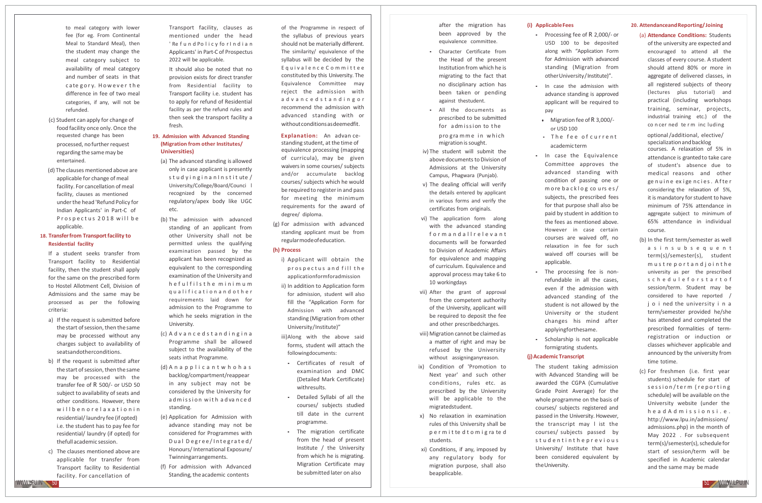to meal category with lower fee (for eg. From Continental Meal to Standard Meal), then the student may change the meal category subject to availability of meal category and number of seats in that category. However the difference in fee of two meal categories, if any, will not be refunded.

(c) Student can apply for change of food facility once only. Once the requested change has been processed, no further request regarding the same may be entertained.

(d) The clauses mentioned above are applicable for change of meal facility. For cancellation of meal facility, clauses as mentioned under the head 'Refund Policy for Indian Applicants' in Part-C of Prospectus 2018 will be applicable.

**18. Transfer from Transport facility to Residential facility**

If a student seeks transfer from Transport facility to Residential facility, then the student shall apply for the same on the prescribed form to Hostel Allotment Cell, Division of Admissions and the same may be processed as per the following criteria:

a) If the request is submitted before the start of session, then the same may be processed without any charges subject to availability of seats and other conditions.

b) If the request is submitted after the start of session, then the same may be processed with the transfer fee of R 500/- or USD 50 subject to availability of seats and other conditions. However, there will be no relaxation in residential/ laundry fee (if opted) i.e. the student has to pay fee for residential/ laundry (if opted) for the full academic session.

c) The clauses mentioned above are applicable for transfer from Transport facility to Residential facility. For cancellation of Transport facility, clauses as mentioned under the head 'Refund Policy for Indian Applicants' in Part-C of Prospectus 2022 will be applicable.

It should also be noted that no provision exists for direct transfer from Residential facility to Transport facility i.e. student has to apply for refund of Residential facility as per the refund rules and then seek the transport facility a fresh.

**19. Admission with Advanced Standing (Migration from other Institutes/ Universities)**

(a) The advanced standing is allowed only in case applicant is presently studying in an Institute / University/College/Board/Council recognized by the concerned regulatory/apex body like UGC etc.

(b) The admission with advanced standing of an applicant from other University shall not be permitted unless the qualifying examination passed by the applicant has been recognized as equivalent to the corresponding examination of the University and he fulfils the minimum qualification and other requirements laid down for admission to the Programme to which he seeks migration in the University.

(c) Advanced standing in a Programme shall be allowed subject to the availability of the seats in that Programme.

(d) An applicant who has backlog/compartment/reappear in any subject may not be considered by the University for admission with advanced standing.

(e) Application for Admission with advance standing may not be considered for Programmes with Dual Degree/Integrated/ Honours/ International Exposure/ Twinning arrangements.

(f) For admission with Advanced Standing, the academic contents of the Programme in respect of the syllabus of previous years should not be materially different. The similarity/ equivalence of the syllabus will be decided by the Equivalence Committee constituted by this University. The Equivalence Committee may reject the admission with advanced standing or recommend the admission with advanced standing with or without conditions as deemed fit.

**Explanation:** An advance-standing student, at the time of equivalence processing (mapping of curricula), may be given waivers in some courses/ subjects and/or accumulate backlog courses/ subjects which he would be required to register in and pass for meeting the minimum requirements for the award of degree/ diploma.

(g) For admission with advanced standing applicant must be from regular mode of education.

**(h) Process**

i) Applicant will obtain the prospectus and fill the application form for admission

ii) In addition to Application form for admission, student will also fill the "Application Form for Admission with advanced standing (Migration from other University/Institute)"

iii) Along with the above said forms, student will attach the following documents:

- Certificates of result of examination and DMC (Detailed Mark Certificate) with results.
- Detailed Syllabi of all the courses/ subjects studied till date in the current programme.
- The migration certificate from the head of present Institute / the University from which he is migrating. Migration Certificate may be submitted later on also after the migration has been approved by the equivalence committee.
- Character Certificate from the Head of the present Institution from which he is migrating to the fact that no disciplinary action has been taken or pending against the student.
- All the documents as prescribed to be submitted for admission to the programme in which migration is sought.

iv) The student will submit the above documents to Division of Admissions at the University Campus, Phagwara (Punjab).

v) The dealing official will verify the details entered by applicant in various forms and verify the certificates from originals.

vi) The application form along with the advanced standing form and all relevant documents will be forwarded to Division of Academic Affairs for equivalence and mapping of curriculum. Equivalence and approval process may take 6 to 10 working days

vii) After the grant of approval from the competent authority of the University, applicant will be required to deposit the fee and other prescribed charges.

viii) Migration cannot be claimed as a matter of right and may be refused by the University without assigning any reason.

ix) Condition of 'Promotion to Next year' and such other conditions, rules etc. as prescribed by the University will be applicable to the migrated student.

x) No relaxation in examination rules of this University shall be permitted to migrated students.

xi) Conditions, if any, imposed by any regulatory body for migration purpose, shall also be applicable.

**(i) Applicable Fees**

- Processing fee of R 2,000/- or USD 100 to be deposited along with "Application Form for Admission with advanced standing (Migration from other University/ Institute)".
- In case the admission with advance standing is approved applicant will be required to pay
  - Migration fee of R 3,000/- or USD 100
  - The fee of current academic term
- In case the Equivalence Committee approves the advanced standing with condition of passing one or more backlog courses/ subjects, the prescribed fees for that purpose shall also be paid by student in addition to the fees as mentioned above. However in case certain courses are waived off, no relaxation in fee for such waived off courses will be applicable.
- The processing fee is non-refundable in all the cases, even if the admission with advanced standing of the student is not allowed by the University or the student changes his mind after applying for the same.
- Scholarship is not applicable for migrating students.

**(j) Academic Transcript**

The student taking admission with Advanced Standing will be awarded the CGPA (Cumulative Grade Point Average) for the whole programme on the basis of courses/ subjects registered and passed in the University. However, the transcript may list the courses/ subjects passed by student in the previous University/ Institute that have been considered equivalent by the University.

**20. Attendance and Reporting/ Joining**

(a) **Attendance Conditions:** Students of the university are expected and encouraged to attend all the classes of every course. A student should attend 80% or more in aggregate of delivered classes, in all registered subjects of theory (lectures plus tutorial) and practical (including workshops training, seminar, projects, industrial training etc.) of the concerned term including optional /additional, elective/ specialization and backlog courses. A relaxation of 5% in attendance is granted to take care of student's absence due to medical reasons and other genuine exigencies. After considering the relaxation of 5%, it is mandatory for student to have minimum of 75% attendance in aggregate subject to minimum of 65% attendance in individual course.

(b) In the first term/semester as well as in subsequent term(s)/semester(s), student must report and join the university as per the prescribed schedule for start of session/term. Student may be considered to have reported / joined the university in a term/semester provided he/she has attended and completed the prescribed formalities of term-registration or induction or classes whichever applicable and announced by the university from time to time.

(c) For freshmen (i.e. first year students) schedule for start of session/term (reporting schedule) will be available on the University website (under the head Admissions i.e. http://www.lpu.in/admissions/ admissions.php) in the month of May 2022 . For subsequent term(s)/semester(s), schedule for start of session/term will be specified in Academic calendar and the same may be made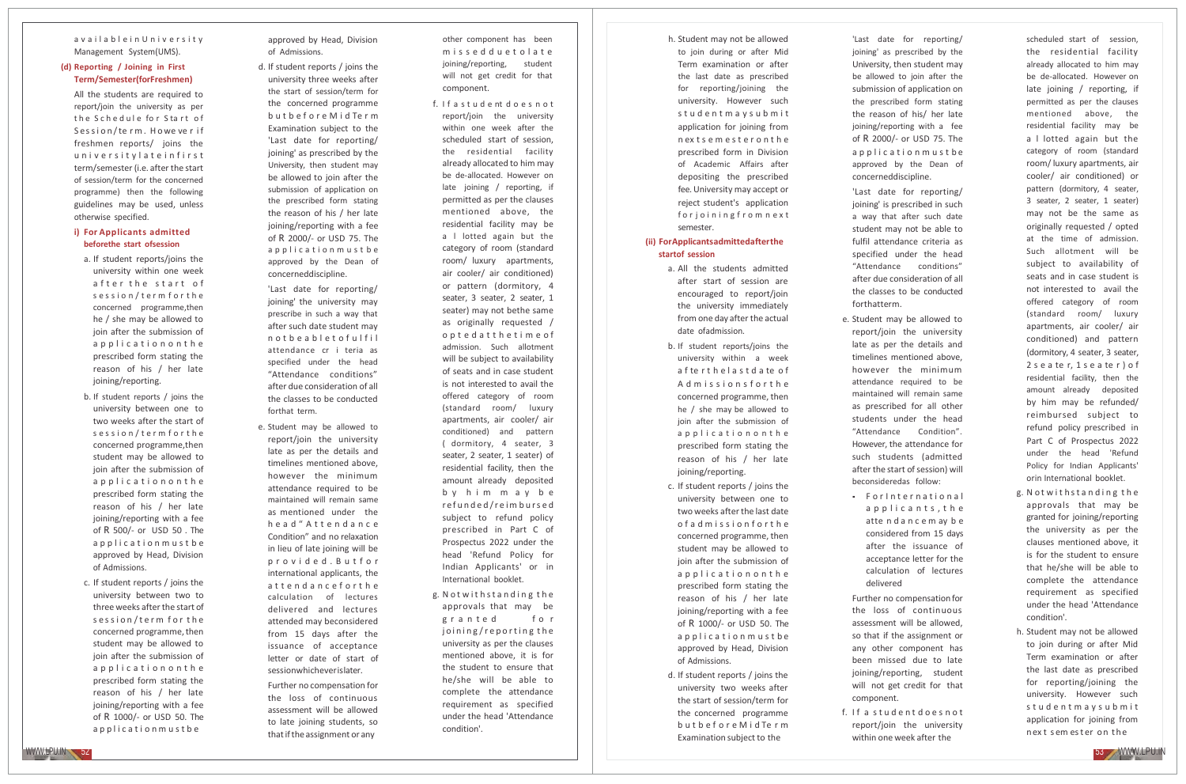available in University Management System(UMS).

### (d) Reporting / Joining in First Term/Semester(forFreshmen)

All the students are required to report/join the university as per the Schedule for Start of Session/term. However if freshmen reports/ joins the university late in first term/semester (i.e. after the start of session/term for the concerned programme) then the following guidelines may be used, unless otherwise specified.

#### i) For Applicants admitted before the start of session

a. If student reports/joins the university within one week after the start of session/term for the concerned programme,then he / she may be allowed to join after the submission of application on the prescribed form stating the reason of his / her late joining/reporting.

b. If student reports / joins the university between one to two weeks after the start of session/term for the concerned programme,then student may be allowed to join after the submission of application on the prescribed form stating the reason of his / her late joining/reporting with a fee of ₹ 500/- or USD 50 . The application must be approved by Head, Division of Admissions.

c. If student reports / joins the university between two to three weeks after the start of session/term for the concerned programme, then student may be allowed to join after the submission of application on the prescribed form stating the reason of his / her late joining/reporting with a fee of ₹ 1000/- or USD 50. The application must be approved by Head, Division of Admissions.

d. If student reports / joins the university three weeks after the start of session/term for the concerned programme but before Mid Term Examination subject to the 'Last date for reporting/ joining' as prescribed by the University, then student may be allowed to join after the submission of application on the prescribed form stating the reason of his / her late joining/reporting with a fee of ₹ 2000/- or USD 75. The application must be approved by the Dean of concerneddiscipline.

'Last date for reporting/ joining' the university may prescribe in such a way that after such date student may not be able to fulfil attendance criteria as specified under the head "Attendance conditions" after due consideration of all the classes to be conducted forthat term.

e. Student may be allowed to report/join the university late as per the details and timelines mentioned above, however the minimum attendance required to be maintained will remain same as mentioned under the head "Attendance Condition" and no relaxation in lieu of late joining will be provided. But for international applicants, the attendance for the calculation of lectures delivered and lectures attended may be considered from 15 days after the issuance of acceptance letter or date of start of session whichever is later.

Further no compensation for the loss of continuous assessment will be allowed to late joining students, so that if the assignment or any other component has been missed due to late joining/reporting, student will not get credit for that component.

f. If a student does not report/join the university within one week after the scheduled start of session, the residential facility already allocated to him may be de-allocated. However on late joining / reporting, if permitted as per the clauses mentioned above, the residential facility may be allotted again but the category of room (standard room/ luxury apartments, air cooler/ air conditioned) or pattern (dormitory, 4 seater, 3 seater, 2 seater, 1 seater) may not bethe same as originally requested / opted at the time of admission. Such allotment will be subject to availability of seats and in case student is not interested to avail the offered category of room (standard room/ luxury apartments, air cooler/ air conditioned) and pattern ( dormitory, 4 seater, 3 seater, 2 seater, 1 seater) of residential facility, then the amount already deposited by him may be refunded/reimbursed subject to refund policy prescribed in Part C of Prospectus 2022 under the head 'Refund Policy for Indian Applicants' or in International booklet.

g. Notwithstanding the approvals that may be granted for joining/reporting the university as per the clauses mentioned above, it is for the student to ensure that he/she will be able to complete the attendance requirement as specified under the head 'Attendance condition'.

h. Student may not be allowed to join during or after Mid Term examination or after the last date as prescribed for reporting/joining the university. However such student may submit application for joining from next semester on the prescribed form in Division of Academic Affairs after depositing the prescribed fee. University may accept or reject student's application for joining from next semester.

#### (ii) For Applicants admitted after the start of session

a. All the students admitted after start of session are encouraged to report/join the university immediately from one day after the actual date ofadmission.

b. If student reports/joins the university within a week after the last date of Admissions for the concerned programme, then he / she may be allowed to join after the submission of application on the prescribed form stating the reason of his / her late joining/reporting.

c. If student reports / joins the university between one to two weeks after the last date of admission for the concerned programme, then student may be allowed to join after the submission of application on the prescribed form stating the reason of his / her late joining/reporting with a fee of ₹ 1000/- or USD 50. The application must be approved by Head, Division of Admissions.

d. If student reports / joins the university two weeks after the start of session/term for the concerned programme but before Mid Term Examination subject to the 'Last date for reporting/ joining' as prescribed by the University, then student may be allowed to join after the submission of application on the prescribed form stating the reason of his/ her late joining/reporting with a fee of ₹ 2000/- or USD 75. The application must be approved by the Dean of concerneddiscipline.

'Last date for reporting/ joining' is prescribed in such a way that after such date student may not be able to fulfil attendance criteria as specified under the head "Attendance conditions" after due consideration of all the classes to be conducted forthatterm.

e. Student may be allowed to report/join the university late as per the details and timelines mentioned above, however the minimum attendance required to be maintained will remain same as prescribed for all other students under the head "Attendance Condition". However, the attendance for such students (admitted after the start of session) will beconsideredas follow:

- For International applicants, the attendance may be considered from 15 days after the issuance of acceptance letter for the calculation of lectures delivered

Further no compensation for the loss of continuous assessment will be allowed, so that if the assignment or any other component has been missed due to late joining/reporting, student will not get credit for that component.

f. If a student does not report/join the university within one week after the scheduled start of session, the residential facility already allocated to him may be de-allocated. However on late joining / reporting, if permitted as per the clauses mentioned above, the residential facility may be allotted again but the category of room (standard room/ luxury apartments, air cooler/ air conditioned) or pattern (dormitory, 4 seater, 3 seater, 2 seater, 1 seater) may not be the same as originally requested / opted at the time of admission. Such allotment will be subject to availability of seats and in case student is not interested to avail the offered category of room (standard room/ luxury apartments, air cooler/ air conditioned) and pattern (dormitory, 4 seater, 3 seater, 2 seater, 1 seater) of residential facility, then the amount already deposited by him may be refunded/ reimbursed subject to refund policy prescribed in Part C of Prospectus 2022 under the head 'Refund Policy for Indian Applicants' orin International booklet.

g. Notwithstanding the approvals that may be granted for joining/reporting the university as per the clauses mentioned above, it is for the student to ensure that he/she will be able to complete the attendance requirement as specified under the head 'Attendance condition'.

h. Student may not be allowed to join during or after Mid Term examination or after the last date as prescribed for reporting/joining the university. However such student may submit application for joining from next semester on the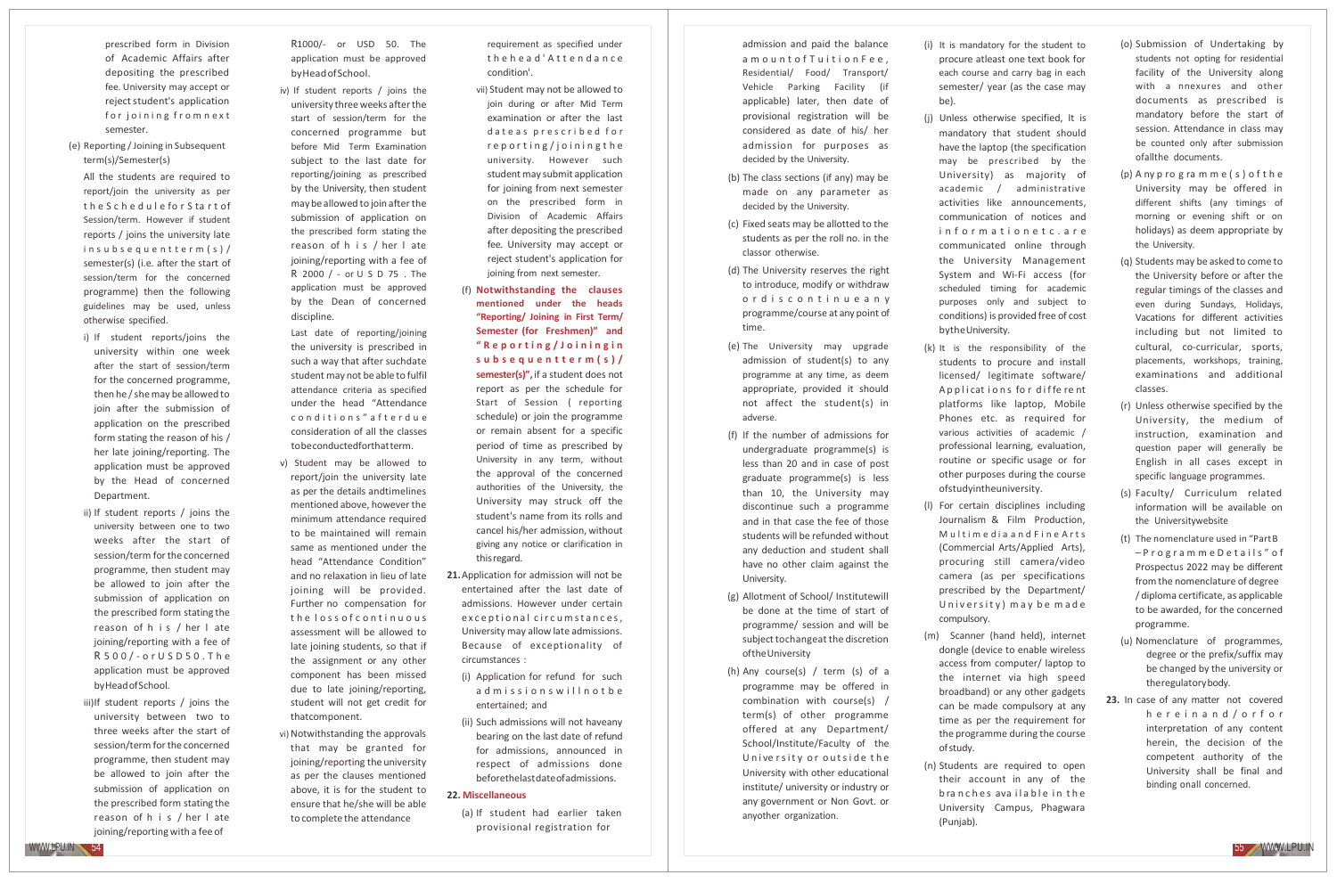prescribed form in Division of Academic Affairs after depositing the prescribed fee. University may accept or reject student's application for joining from next semester.

(e) Reporting / Joining in Subsequent term(s)/Semester(s)

All the students are required to report/join the university as per the Schedule for Start of Session/term. However if student reports / joins the university late in subsequent term(s)/semester(s) (i.e. after the start of session/term for the concerned programme) then the following guidelines may be used, unless otherwise specified.

i) If student reports/joins the university within one week after the start of session/term for the concerned programme, then he / she may be allowed to join after the submission of application on the prescribed form stating the reason of his / her late joining/reporting. The application must be approved by the Head of concerned Department.

ii) If student reports / joins the university between one to two weeks after the start of session/term for the concerned programme, then student may be allowed to join after the submission of application on the prescribed form stating the reason of his / her late joining/reporting with a fee of R 500/- or USD 50. The application must be approved by Head of School.

iii) If student reports / joins the university between two to three weeks after the start of session/term for the concerned programme, then student may be allowed to join after the submission of application on the prescribed form stating the reason of his / her late joining/reporting with a fee of R1000/- or USD 50. The application must be approved by Head of School.

iv) If student reports / joins the university three weeks after the start of session/term for the concerned programme but before Mid Term Examination subject to the last date for reporting/joining as prescribed by the University, then student may be allowed to join after the submission of application on the prescribed form stating the reason of his / her late joining/reporting with a fee of R 2000/- or USD 75. The application must be approved by the Dean of concerned discipline.

Last date of reporting/joining the university is prescribed in such a way that after such date student may not be able to fulfil attendance criteria as specified under the head "Attendance conditions" after due consideration of all the classes to be conducted for that term.

v) Student may be allowed to report/join the university late as per the details and timelines mentioned above, however the minimum attendance required to be maintained will remain same as mentioned under the head "Attendance Condition" and no relaxation in lieu of late joining will be provided. Further no compensation for the loss of continuous assessment will be allowed to late joining students, so that if the assignment or any other component has been missed due to late joining/reporting, student will not get credit for that component.

vi) Notwithstanding the approvals that may be granted for joining/reporting the university as per the clauses mentioned above, it is for the student to ensure that he/she will be able to complete the attendance requirement as specified under the head 'Attendance condition'.

vii) Student may not be allowed to join during or after Mid Term examination or after the last dates prescribed for reporting/joining the university. However such student may submit application for joining from next semester on the prescribed form in Division of Academic Affairs after depositing the prescribed fee. University may accept or reject student's application for joining from next semester.

(f) **Notwithstanding the clauses mentioned under the heads "Reporting/ Joining in First Term/ Semester (for Freshmen)" and "Reporting/Joining in subsequent term(s)/ semester(s)",** if a student does not report as per the schedule for Start of Session (reporting schedule) or join the programme or remain absent for a specific period of time as prescribed by University in any term, without the approval of the concerned authorities of the University, the University may struck off the student's name from its rolls and cancel his/her admission, without giving any notice or clarification in this regard.

**21.** Application for admission will not be entertained after the last date of admissions. However under certain exceptional circumstances, University may allow late admissions. Because of exceptionality of circumstances :

(i) Application for refund for such admissions will not be entertained; and

(ii) Such admissions will not have any bearing on the last date of refund for admissions, announced in respect of admissions done before the last date of admissions.

## 22. Miscellaneous

(a) If student had earlier taken provisional registration for admission and paid the balance amount of Tuition Fee, Residential/ Food/ Transport/ Vehicle Parking Facility (if applicable) later, then date of provisional registration will be considered as date of his/ her admission for purposes as decided by the University.

(b) The class sections (if any) may be made on any parameter as decided by the University.

(c) Fixed seats may be allotted to the students as per the roll no. in the class or otherwise.

(d) The University reserves the right to introduce, modify or withdraw or discontinue any programme/course at any point of time.

(e) The University may upgrade admission of student(s) to any programme at any time, as deem appropriate, provided it should not affect the student(s) in adverse.

(f) If the number of admissions for undergraduate programme(s) is less than 20 and in case of post graduate programme(s) is less than 10, the University may discontinue such a programme and in that case the fee of those students will be refunded without any deduction and student shall have no other claim against the University.

(g) Allotment of School/ Institute will be done at the time of start of programme/ session and will be subject to change at the discretion of the University.

(h) Any course(s) / term (s) of a programme may be offered in combination with course(s) / term(s) of other programme offered at any Department/ School/Institute/Faculty of the University or outside the University with other educational institute/ university or industry or any government or Non Govt. or any other organization.

(i) It is mandatory for the student to procure atleast one text book for each course and carry bag in each semester/ year (as the case may be).

(j) Unless otherwise specified, It is mandatory that student should have the laptop (the specification may be prescribed by the University) as majority of academic / administrative activities like announcements, communication of notices and information etc. are communicated online through the University Management System and Wi-Fi access (for scheduled timing for academic purposes only and subject to conditions) is provided free of cost by the University.

(k) It is the responsibility of the students to procure and install licensed/ legitimate software/ Applications for different platforms like laptop, Mobile Phones etc. as required for various activities of academic / professional learning, evaluation, routine or specific usage or for other purposes during the course of study in the university.

(l) For certain disciplines including Journalism & Film Production, Multimedia and Fine Arts (Commercial Arts/Applied Arts), procuring still camera/video camera (as per specifications prescribed by the Department/ University) may be made compulsory.

(m) Scanner (hand held), internet dongle (device to enable wireless access from computer/ laptop to the internet via high speed broadband) or any other gadgets can be made compulsory at any time as per the requirement for the programme during the course of study.

(n) Students are required to open their account in any of the branches available in the University Campus, Phagwara (Punjab).

(o) Submission of Undertaking by students not opting for residential facility of the University along with annexures and other documents as prescribed is mandatory before the start of session. Attendance in class may be counted only after submission of all the documents.

(p) Any programme(s) of the University may be offered in different shifts (any timings of morning or evening shift or on holidays) as deem appropriate by the University.

(q) Students may be asked to come to the University before or after the regular timings of the classes and even during Sundays, Holidays, Vacations for different activities including but not limited to cultural, co-curricular, sports, placements, workshops, training, examinations and additional classes.

(r) Unless otherwise specified by the University, the medium of instruction, examination and question paper will generally be English in all cases except in specific language programmes.

(s) Faculty/ Curriculum related information will be available on the University website

(t) The nomenclature used in "Part B – Programme Details" of Prospectus 2022 may be different from the nomenclature of degree / diploma certificate, as applicable to be awarded, for the concerned programme.

(u) Nomenclature of programmes, degree or the prefix/suffix may be changed by the university or the regulatory body.

**23.** In case of any matter not covered hereinand/orfor interpretation of any content herein, the decision of the competent authority of the University shall be final and binding on all concerned.